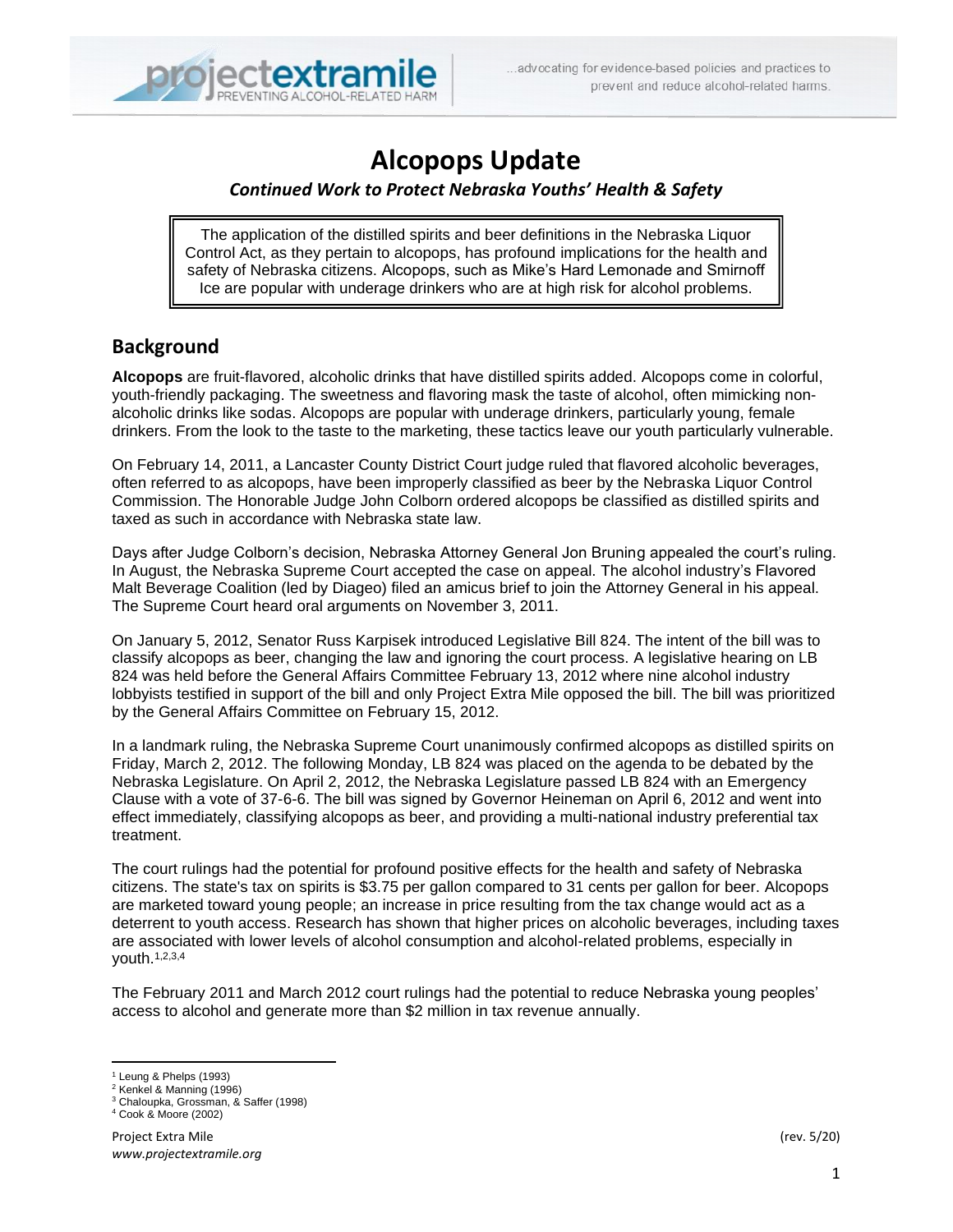# Alcopops Update

***Continued Work to Protect Nebraska Youths' Health & Safety***

> The application of the distilled spirits and beer definitions in the Nebraska Liquor Control Act, as they pertain to alcopops, has profound implications for the health and safety of Nebraska citizens. Alcopops, such as Mike's Hard Lemonade and Smirnoff Ice are popular with underage drinkers who are at high risk for alcohol problems.

## Background

**Alcopops** are fruit-flavored, alcoholic drinks that have distilled spirits added. Alcopops come in colorful, youth-friendly packaging. The sweetness and flavoring mask the taste of alcohol, often mimicking non-alcoholic drinks like sodas. Alcopops are popular with underage drinkers, particularly young, female drinkers. From the look to the taste to the marketing, these tactics leave our youth particularly vulnerable.

On February 14, 2011, a Lancaster County District Court judge ruled that flavored alcoholic beverages, often referred to as alcopops, have been improperly classified as beer by the Nebraska Liquor Control Commission. The Honorable Judge John Colborn ordered alcopops be classified as distilled spirits and taxed as such in accordance with Nebraska state law.

Days after Judge Colborn's decision, Nebraska Attorney General Jon Bruning appealed the court's ruling. In August, the Nebraska Supreme Court accepted the case on appeal. The alcohol industry's Flavored Malt Beverage Coalition (led by Diageo) filed an amicus brief to join the Attorney General in his appeal. The Supreme Court heard oral arguments on November 3, 2011.

On January 5, 2012, Senator Russ Karpisek introduced Legislative Bill 824. The intent of the bill was to classify alcopops as beer, changing the law and ignoring the court process. A legislative hearing on LB 824 was held before the General Affairs Committee February 13, 2012 where nine alcohol industry lobbyists testified in support of the bill and only Project Extra Mile opposed the bill. The bill was prioritized by the General Affairs Committee on February 15, 2012.

In a landmark ruling, the Nebraska Supreme Court unanimously confirmed alcopops as distilled spirits on Friday, March 2, 2012. The following Monday, LB 824 was placed on the agenda to be debated by the Nebraska Legislature. On April 2, 2012, the Nebraska Legislature passed LB 824 with an Emergency Clause with a vote of 37-6-6. The bill was signed by Governor Heineman on April 6, 2012 and went into effect immediately, classifying alcopops as beer, and providing a multi-national industry preferential tax treatment.

The court rulings had the potential for profound positive effects for the health and safety of Nebraska citizens. The state's tax on spirits is $3.75 per gallon compared to 31 cents per gallon for beer. Alcopops are marketed toward young people; an increase in price resulting from the tax change would act as a deterrent to youth access. Research has shown that higher prices on alcoholic beverages, including taxes are associated with lower levels of alcohol consumption and alcohol-related problems, especially in youth.[1,2,3,4]

The February 2011 and March 2012 court rulings had the potential to reduce Nebraska young peoples' access to alcohol and generate more than $2 million in tax revenue annually.

---

[1] Leung & Phelps (1993)
[2] Kenkel & Manning (1996)
[3] Chaloupka, Grossman, & Saffer (1998)
[4] Cook & Moore (2002)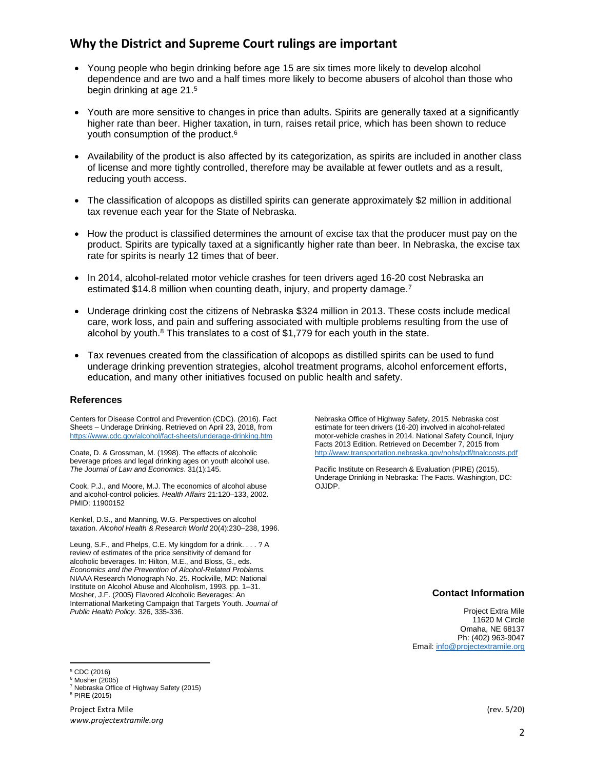## Why the District and Supreme Court rulings are important

- Young people who begin drinking before age 15 are six times more likely to develop alcohol dependence and are two and a half times more likely to become abusers of alcohol than those who begin drinking at age 21.[5]
- Youth are more sensitive to changes in price than adults. Spirits are generally taxed at a significantly higher rate than beer. Higher taxation, in turn, raises retail price, which has been shown to reduce youth consumption of the product.[6]
- Availability of the product is also affected by its categorization, as spirits are included in another class of license and more tightly controlled, therefore may be available at fewer outlets and as a result, reducing youth access.
- The classification of alcopops as distilled spirits can generate approximately $2 million in additional tax revenue each year for the State of Nebraska.
- How the product is classified determines the amount of excise tax that the producer must pay on the product. Spirits are typically taxed at a significantly higher rate than beer. In Nebraska, the excise tax rate for spirits is nearly 12 times that of beer.
- In 2014, alcohol-related motor vehicle crashes for teen drivers aged 16-20 cost Nebraska an estimated $14.8 million when counting death, injury, and property damage.[7]
- Underage drinking cost the citizens of Nebraska $324 million in 2013. These costs include medical care, work loss, and pain and suffering associated with multiple problems resulting from the use of alcohol by youth.[8] This translates to a cost of $1,779 for each youth in the state.
- Tax revenues created from the classification of alcopops as distilled spirits can be used to fund underage drinking prevention strategies, alcohol treatment programs, alcohol enforcement efforts, education, and many other initiatives focused on public health and safety.

### References

Centers for Disease Control and Prevention (CDC). (2016). Fact Sheets – Underage Drinking. Retrieved on April 23, 2018, from https://www.cdc.gov/alcohol/fact-sheets/underage-drinking.htm

Coate, D. & Grossman, M. (1998). The effects of alcoholic beverage prices and legal drinking ages on youth alcohol use. *The Journal of Law and Economics*. 31(1):145.

Cook, P.J., and Moore, M.J. The economics of alcohol abuse and alcohol-control policies. *Health Affairs* 21:120–133, 2002. PMID: 11900152

Kenkel, D.S., and Manning, W.G. Perspectives on alcohol taxation. *Alcohol Health & Research World* 20(4):230–238, 1996.

Leung, S.F., and Phelps, C.E. My kingdom for a drink. . . . ? A review of estimates of the price sensitivity of demand for alcoholic beverages. In: Hilton, M.E., and Bloss, G., eds. *Economics and the Prevention of Alcohol-Related Problems.* NIAAA Research Monograph No. 25. Rockville, MD: National Institute on Alcohol Abuse and Alcoholism, 1993. pp. 1–31.
Mosher, J.F. (2005) Flavored Alcoholic Beverages: An International Marketing Campaign that Targets Youth. *Journal of Public Health Policy.* 326, 335-336.

Nebraska Office of Highway Safety, 2015. Nebraska cost estimate for teen drivers (16-20) involved in alcohol-related motor-vehicle crashes in 2014. National Safety Council, Injury Facts 2013 Edition. Retrieved on December 7, 2015 from http://www.transportation.nebraska.gov/nohs/pdf/tnalccosts.pdf

Pacific Institute on Research & Evaluation (PIRE) (2015). Underage Drinking in Nebraska: The Facts. Washington, DC: OJJDP.

### Contact Information

Project Extra Mile
11620 M Circle
Omaha, NE 68137
Ph: (402) 963-9047
Email: info@projectextramile.org

---

[5] CDC (2016)
[6] Mosher (2005)
[7] Nebraska Office of Highway Safety (2015)
[8] PIRE (2015)

Project Extra Mile
*www.projectextramile.org*

(rev. 5/20)